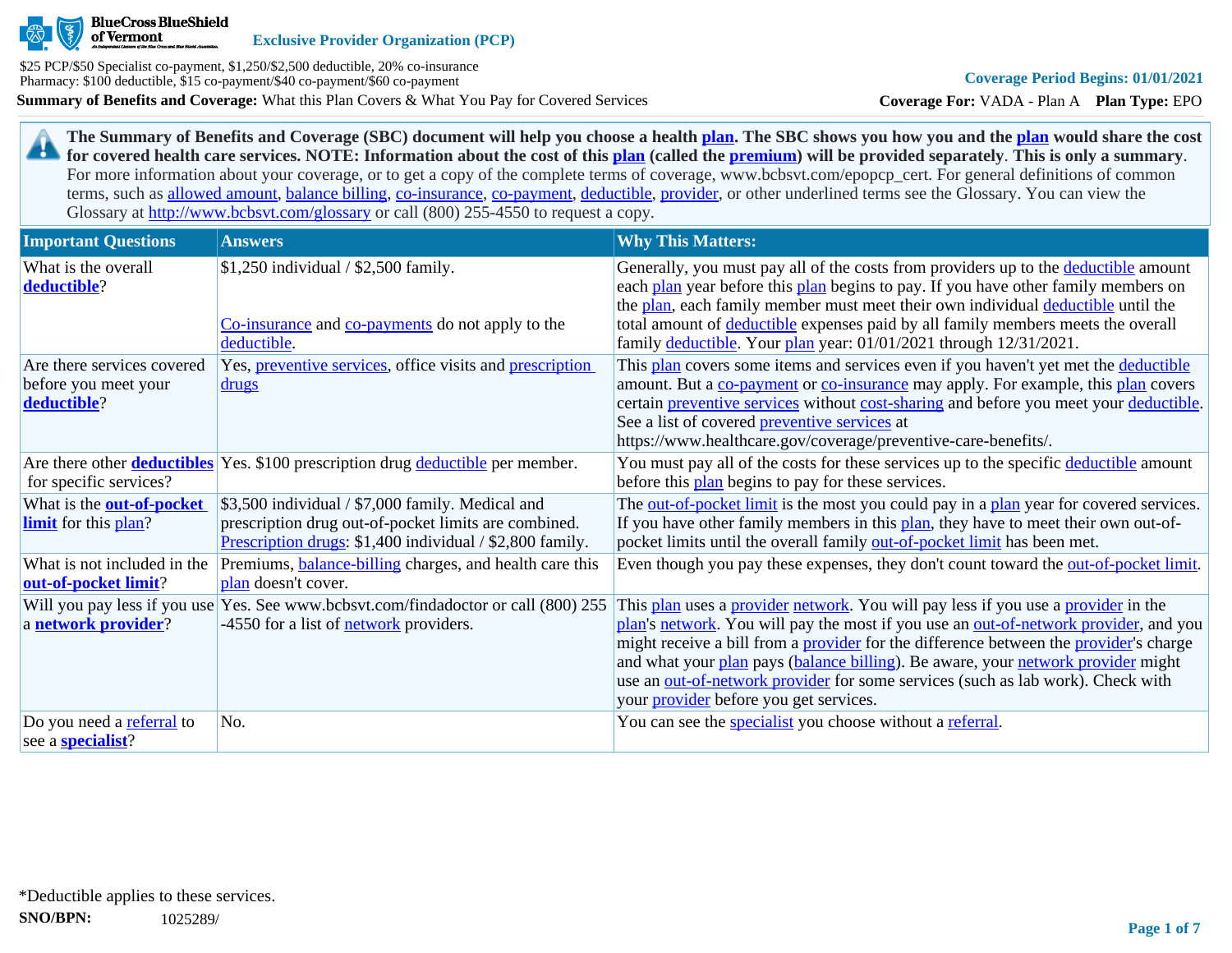**BlueCross BlueShield of Vermont**

**Exclusive Provider Organization (PCP)**

$25 PCP/$50 Specialist co-payment, $1,250/$2,500 deductible, 20% co-insurance
Pharmacy: $100 deductible, $15 co-payment/$40 co-payment/$60 co-payment

**Summary of Benefits and Coverage:** What this Plan Covers & What You Pay for Covered Services

**Coverage Period Begins: 01/01/2021**

**Coverage For:** VADA - Plan A **Plan Type:** EPO

**The Summary of Benefits and Coverage (SBC) document will help you choose a health plan. The SBC shows you how you and the plan would share the cost for covered health care services. NOTE: Information about the cost of this plan (called the premium) will be provided separately. This is only a summary.** For more information about your coverage, or to get a copy of the complete terms of coverage, www.bcbsvt.com/epopcp_cert. For general definitions of common terms, such as allowed amount, balance billing, co-insurance, co-payment, deductible, provider, or other underlined terms see the Glossary. You can view the Glossary at http://www.bcbsvt.com/glossary or call (800) 255-4550 to request a copy.

| Important Questions | Answers | Why This Matters: |
|---|---|---|
| What is the overall **deductible**? | $1,250 individual / $2,500 family.<br><br>Co-insurance and co-payments do not apply to the deductible. | Generally, you must pay all of the costs from providers up to the deductible amount each plan year before this plan begins to pay. If you have other family members on the plan, each family member must meet their own individual deductible until the total amount of deductible expenses paid by all family members meets the overall family deductible. Your plan year: 01/01/2021 through 12/31/2021. |
| Are there services covered before you meet your **deductible**? | Yes, preventive services, office visits and prescription drugs | This plan covers some items and services even if you haven't yet met the deductible amount. But a co-payment or co-insurance may apply. For example, this plan covers certain preventive services without cost-sharing and before you meet your deductible. See a list of covered preventive services at https://www.healthcare.gov/coverage/preventive-care-benefits/. |
| Are there other **deductibles** for specific services? | Yes. $100 prescription drug deductible per member. | You must pay all of the costs for these services up to the specific deductible amount before this plan begins to pay for these services. |
| What is the **out-of-pocket limit** for this plan? | $3,500 individual / $7,000 family. Medical and prescription drug out-of-pocket limits are combined. Prescription drugs: $1,400 individual / $2,800 family. | The out-of-pocket limit is the most you could pay in a plan year for covered services. If you have other family members in this plan, they have to meet their own out-of-pocket limits until the overall family out-of-pocket limit has been met. |
| What is not included in the **out-of-pocket limit**? | Premiums, balance-billing charges, and health care this plan doesn't cover. | Even though you pay these expenses, they don't count toward the out-of-pocket limit. |
| Will you pay less if you use a **network provider**? | Yes. See www.bcbsvt.com/findadoctor or call (800) 255-4550 for a list of network providers. | This plan uses a provider network. You will pay less if you use a provider in the plan's network. You will pay the most if you use an out-of-network provider, and you might receive a bill from a provider for the difference between the provider's charge and what your plan pays (balance billing). Be aware, your network provider might use an out-of-network provider for some services (such as lab work). Check with your provider before you get services. |
| Do you need a referral to see a **specialist**? | No. | You can see the specialist you choose without a referral. |

*Deductible applies to these services.

**SNO/BPN:** 1025289/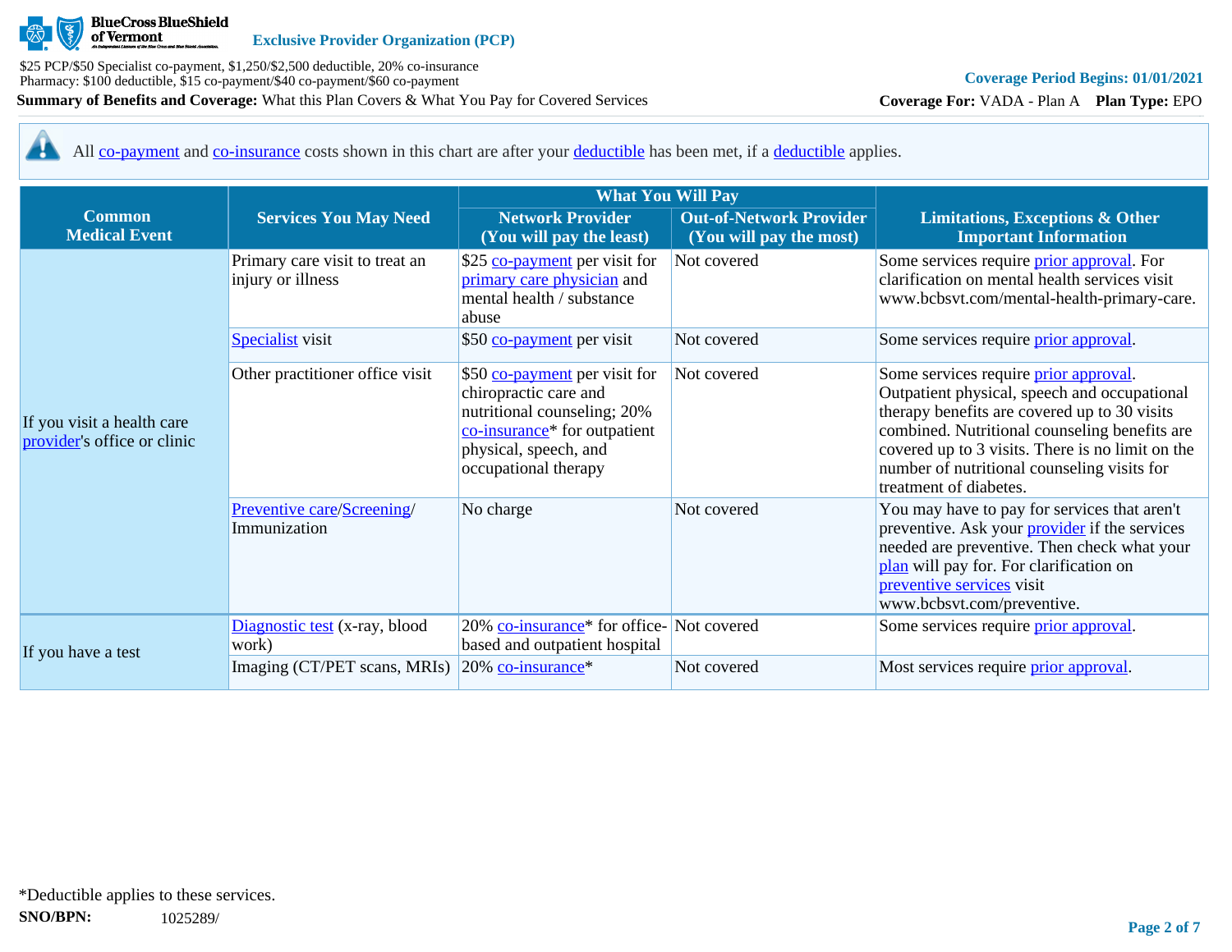All co-payment and co-insurance costs shown in this chart are after your deductible has been met, if a deductible applies.

| Common Medical Event | Services You May Need | What You Will Pay | | Limitations, Exceptions & Other Important Information |
|---|---|---|---|---|
| | | Network Provider (You will pay the least) | Out-of-Network Provider (You will pay the most) | |
| If you visit a health care provider's office or clinic | Primary care visit to treat an injury or illness | $25 co-payment per visit for primary care physician and mental health / substance abuse | Not covered | Some services require prior approval. For clarification on mental health services visit www.bcbsvt.com/mental-health-primary-care. |
| | Specialist visit | $50 co-payment per visit | Not covered | Some services require prior approval. |
| | Other practitioner office visit | $50 co-payment per visit for chiropractic care and nutritional counseling; 20% co-insurance* for outpatient physical, speech, and occupational therapy | Not covered | Some services require prior approval. Outpatient physical, speech and occupational therapy benefits are covered up to 30 visits combined. Nutritional counseling benefits are covered up to 3 visits. There is no limit on the number of nutritional counseling visits for treatment of diabetes. |
| | Preventive care/Screening/ Immunization | No charge | Not covered | You may have to pay for services that aren't preventive. Ask your provider if the services needed are preventive. Then check what your plan will pay for. For clarification on preventive services visit www.bcbsvt.com/preventive. |
| If you have a test | Diagnostic test (x-ray, blood work) | 20% co-insurance* for office-based and outpatient hospital | Not covered | Some services require prior approval. |
| | Imaging (CT/PET scans, MRIs) | 20% co-insurance* | Not covered | Most services require prior approval. |

*Deductible applies to these services.

**SNO/BPN:** 1025289/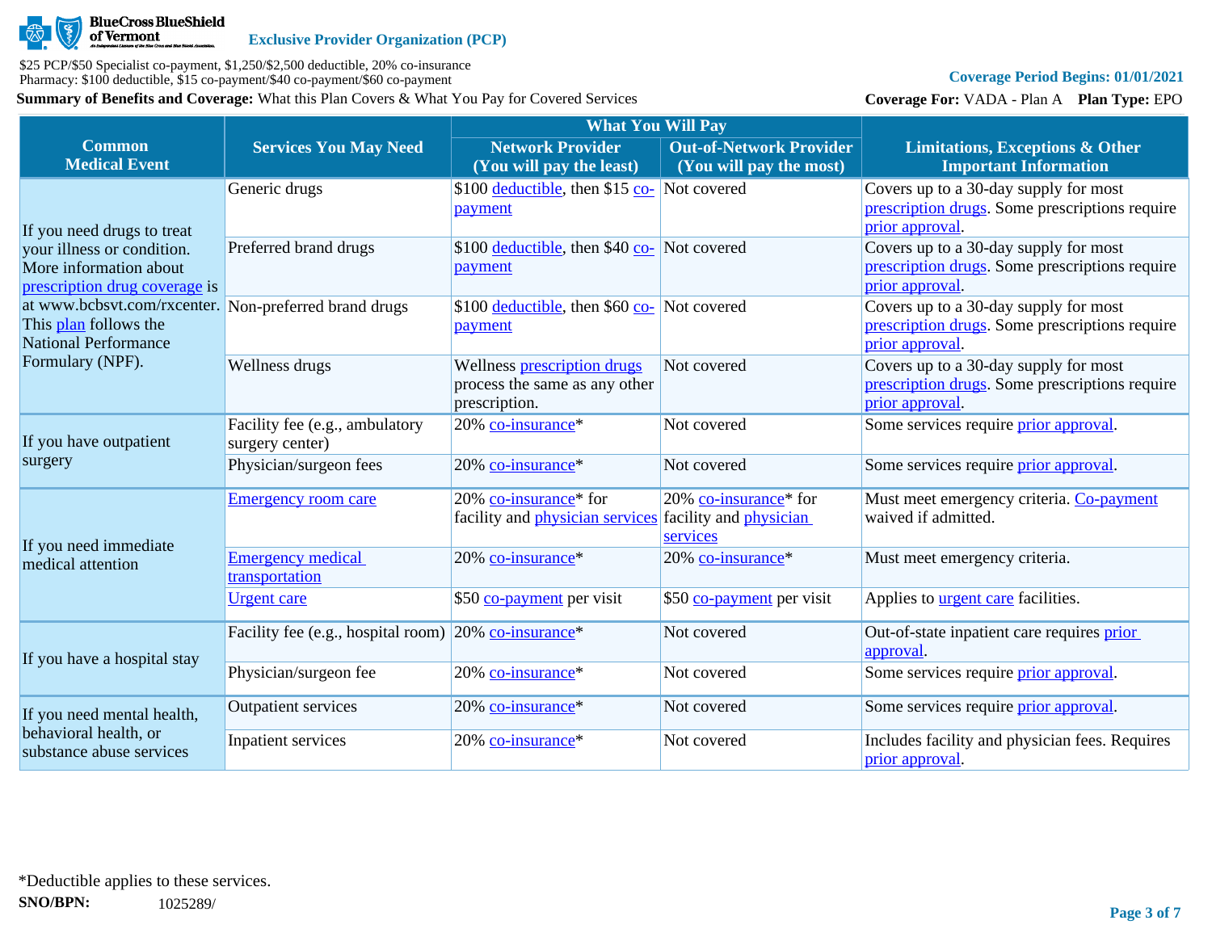BlueCross BlueShield of Vermont

**Exclusive Provider Organization (PCP)**

$25 PCP/$50 Specialist co-payment, $1,250/$2,500 deductible, 20% co-insurance
Pharmacy: $100 deductible, $15 co-payment/$40 co-payment/$60 co-payment

**Coverage Period Begins: 01/01/2021**

**Summary of Benefits and Coverage:** What this Plan Covers & What You Pay for Covered Services

**Coverage For:** VADA - Plan A **Plan Type:** EPO

| Common Medical Event | Services You May Need | What You Will Pay | | Limitations, Exceptions & Other Important Information |
|---|---|---|---|---|
| | | Network Provider (You will pay the least) | Out-of-Network Provider (You will pay the most) | |
| If you need drugs to treat your illness or condition. More information about prescription drug coverage is at www.bcbsvt.com/rxcenter. This plan follows the National Performance Formulary (NPF). | Generic drugs | $100 deductible, then $15 co-payment | Not covered | Covers up to a 30-day supply for most prescription drugs. Some prescriptions require prior approval. |
| | Preferred brand drugs | $100 deductible, then $40 co-payment | Not covered | Covers up to a 30-day supply for most prescription drugs. Some prescriptions require prior approval. |
| | Non-preferred brand drugs | $100 deductible, then $60 co-payment | Not covered | Covers up to a 30-day supply for most prescription drugs. Some prescriptions require prior approval. |
| | Wellness drugs | Wellness prescription drugs process the same as any other prescription. | Not covered | Covers up to a 30-day supply for most prescription drugs. Some prescriptions require prior approval. |
| If you have outpatient surgery | Facility fee (e.g., ambulatory surgery center) | 20% co-insurance* | Not covered | Some services require prior approval. |
| | Physician/surgeon fees | 20% co-insurance* | Not covered | Some services require prior approval. |
| If you need immediate medical attention | Emergency room care | 20% co-insurance* for facility and physician services | 20% co-insurance* for facility and physician services | Must meet emergency criteria. Co-payment waived if admitted. |
| | Emergency medical transportation | 20% co-insurance* | 20% co-insurance* | Must meet emergency criteria. |
| | Urgent care | $50 co-payment per visit | $50 co-payment per visit | Applies to urgent care facilities. |
| If you have a hospital stay | Facility fee (e.g., hospital room) | 20% co-insurance* | Not covered | Out-of-state inpatient care requires prior approval. |
| | Physician/surgeon fee | 20% co-insurance* | Not covered | Some services require prior approval. |
| If you need mental health, behavioral health, or substance abuse services | Outpatient services | 20% co-insurance* | Not covered | Some services require prior approval. |
| | Inpatient services | 20% co-insurance* | Not covered | Includes facility and physician fees. Requires prior approval. |

*Deductible applies to these services.

**SNO/BPN:** 1025289/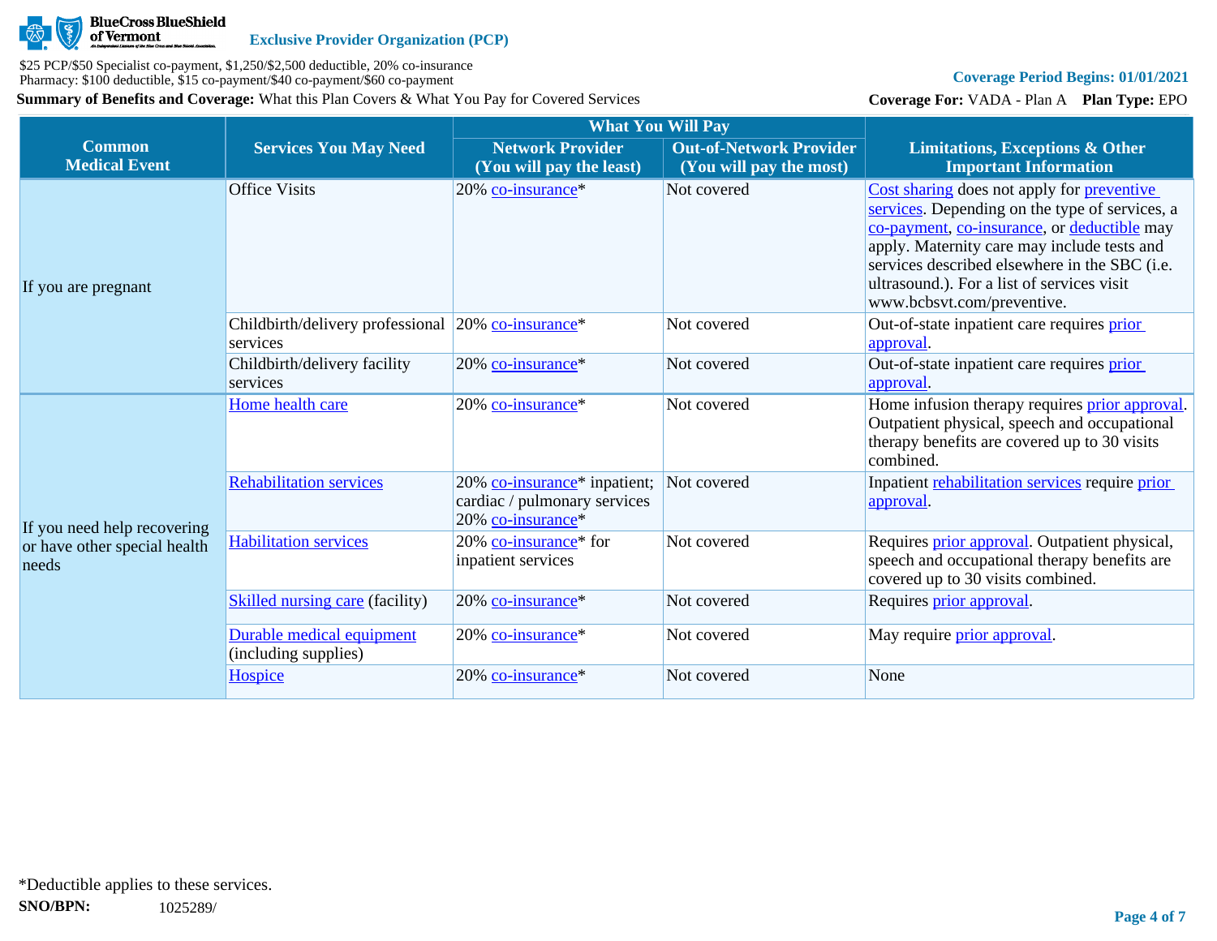**Exclusive Provider Organization (PCP)**

$25 PCP/$50 Specialist co-payment, $1,250/$2,500 deductible, 20% co-insurance
Pharmacy: $100 deductible, $15 co-payment/$40 co-payment/$60 co-payment

**Summary of Benefits and Coverage:** What this Plan Covers & What You Pay for Covered Services

**Coverage Period Begins: 01/01/2021**

**Coverage For:** VADA - Plan A **Plan Type:** EPO

| Common Medical Event | Services You May Need | What You Will Pay | | Limitations, Exceptions & Other Important Information |
|---|---|---|---|---|
| | | Network Provider (You will pay the least) | Out-of-Network Provider (You will pay the most) | |
| If you are pregnant | Office Visits | 20% co-insurance* | Not covered | Cost sharing does not apply for preventive services. Depending on the type of services, a co-payment, co-insurance, or deductible may apply. Maternity care may include tests and services described elsewhere in the SBC (i.e. ultrasound.). For a list of services visit www.bcbsvt.com/preventive. |
| | Childbirth/delivery professional services | 20% co-insurance* | Not covered | Out-of-state inpatient care requires prior approval. |
| | Childbirth/delivery facility services | 20% co-insurance* | Not covered | Out-of-state inpatient care requires prior approval. |
| If you need help recovering or have other special health needs | Home health care | 20% co-insurance* | Not covered | Home infusion therapy requires prior approval. Outpatient physical, speech and occupational therapy benefits are covered up to 30 visits combined. |
| | Rehabilitation services | 20% co-insurance* inpatient; cardiac / pulmonary services 20% co-insurance* | Not covered | Inpatient rehabilitation services require prior approval. |
| | Habilitation services | 20% co-insurance* for inpatient services | Not covered | Requires prior approval. Outpatient physical, speech and occupational therapy benefits are covered up to 30 visits combined. |
| | Skilled nursing care (facility) | 20% co-insurance* | Not covered | Requires prior approval. |
| | Durable medical equipment (including supplies) | 20% co-insurance* | Not covered | May require prior approval. |
| | Hospice | 20% co-insurance* | Not covered | None |

*Deductible applies to these services.

**SNO/BPN:** 1025289/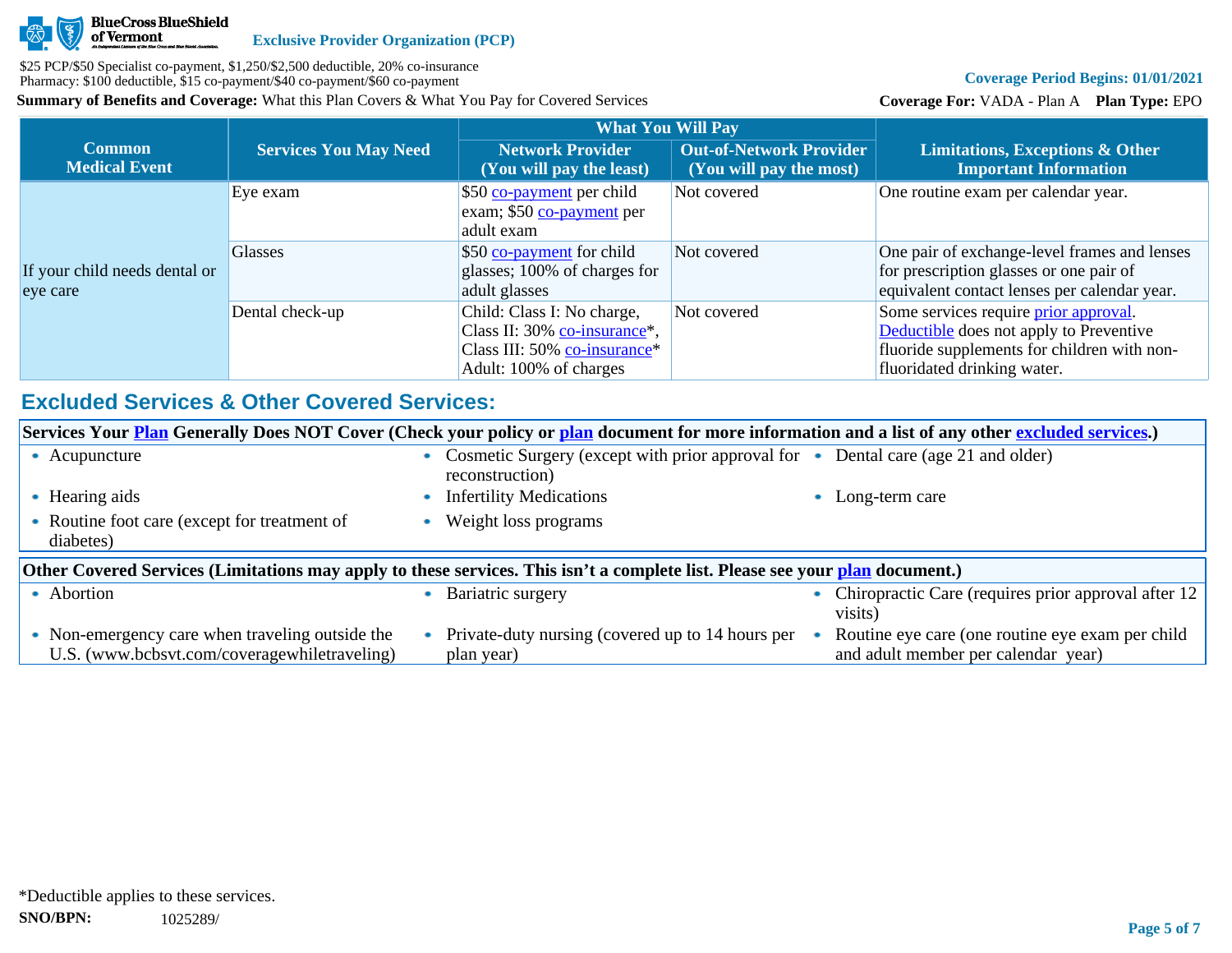**Exclusive Provider Organization (PCP)**

$25 PCP/$50 Specialist co-payment, $1,250/$2,500 deductible, 20% co-insurance
Pharmacy: $100 deductible, $15 co-payment/$40 co-payment/$60 co-payment

**Summary of Benefits and Coverage:** What this Plan Covers & What You Pay for Covered Services

**Coverage Period Begins: 01/01/2021**

**Coverage For:** VADA - Plan A **Plan Type:** EPO

| Common Medical Event | Services You May Need | What You Will Pay | | Limitations, Exceptions & Other Important Information |
|---|---|---|---|---|
| | | Network Provider (You will pay the least) | Out-of-Network Provider (You will pay the most) | |
| If your child needs dental or eye care | Eye exam | $50 co-payment per child exam; $50 co-payment per adult exam | Not covered | One routine exam per calendar year. |
| | Glasses | $50 co-payment for child glasses; 100% of charges for adult glasses | Not covered | One pair of exchange-level frames and lenses for prescription glasses or one pair of equivalent contact lenses per calendar year. |
| | Dental check-up | Child: Class I: No charge, Class II: 30% co-insurance*, Class III: 50% co-insurance* Adult: 100% of charges | Not covered | Some services require prior approval. Deductible does not apply to Preventive fluoride supplements for children with non-fluoridated drinking water. |

## Excluded Services & Other Covered Services:

**Services Your Plan Generally Does NOT Cover (Check your policy or plan document for more information and a list of any other excluded services.)**

- Acupuncture
- Cosmetic Surgery (except with prior approval for reconstruction)
- Dental care (age 21 and older)
- Hearing aids
- Infertility Medications
- Long-term care
- Routine foot care (except for treatment of diabetes)
- Weight loss programs

**Other Covered Services (Limitations may apply to these services. This isn't a complete list. Please see your plan document.)**

- Abortion
- Bariatric surgery
- Chiropractic Care (requires prior approval after 12 visits)
- Non-emergency care when traveling outside the U.S. (www.bcbsvt.com/coveragewhiletraveling)
- Private-duty nursing (covered up to 14 hours per plan year)
- Routine eye care (one routine eye exam per child and adult member per calendar year)

*Deductible applies to these services.

**SNO/BPN:** 1025289/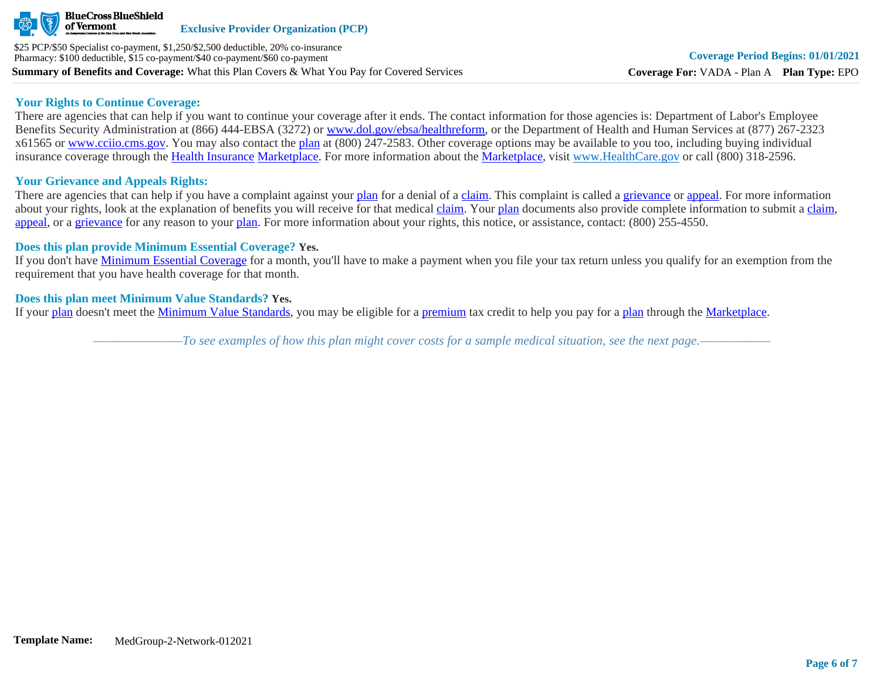## Your Rights to Continue Coverage:

There are agencies that can help if you want to continue your coverage after it ends. The contact information for those agencies is: Department of Labor's Employee Benefits Security Administration at (866) 444-EBSA (3272) or www.dol.gov/ebsa/healthreform, or the Department of Health and Human Services at (877) 267-2323 x61565 or www.cciio.cms.gov. You may also contact the plan at (800) 247-2583. Other coverage options may be available to you too, including buying individual insurance coverage through the Health Insurance Marketplace. For more information about the Marketplace, visit www.HealthCare.gov or call (800) 318-2596.

## Your Grievance and Appeals Rights:

There are agencies that can help if you have a complaint against your plan for a denial of a claim. This complaint is called a grievance or appeal. For more information about your rights, look at the explanation of benefits you will receive for that medical claim. Your plan documents also provide complete information to submit a claim, appeal, or a grievance for any reason to your plan. For more information about your rights, this notice, or assistance, contact: (800) 255-4550.

## Does this plan provide Minimum Essential Coverage? **Yes.**

If you don't have Minimum Essential Coverage for a month, you'll have to make a payment when you file your tax return unless you qualify for an exemption from the requirement that you have health coverage for that month.

## Does this plan meet Minimum Value Standards? **Yes.**

If your plan doesn't meet the Minimum Value Standards, you may be eligible for a premium tax credit to help you pay for a plan through the Marketplace.

*——————To see examples of how this plan might cover costs for a sample medical situation, see the next page.——————*

**Template Name:** MedGroup-2-Network-012021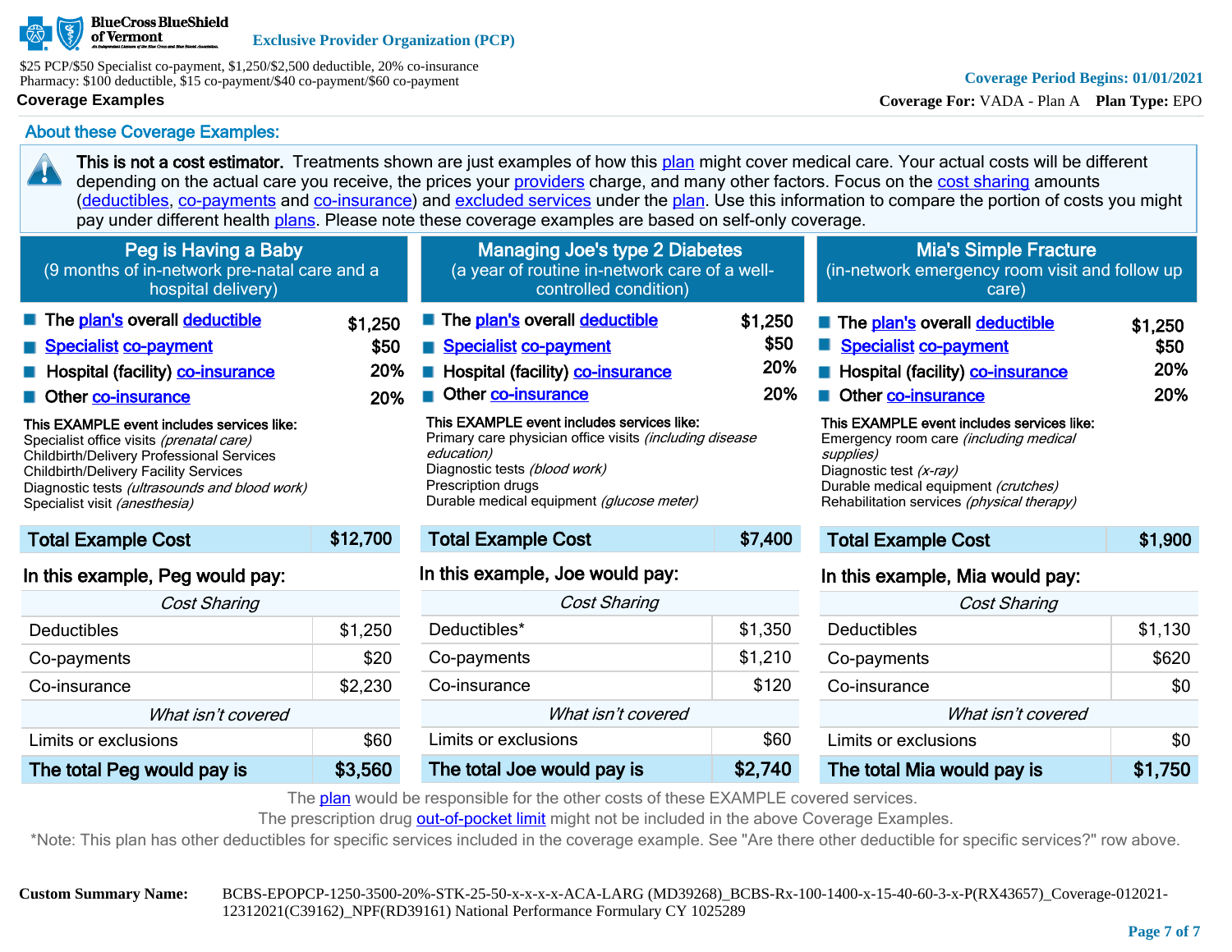BlueCross BlueShield of Vermont

**Exclusive Provider Organization (PCP)**

$25 PCP/$50 Specialist co-payment, $1,250/$2,500 deductible, 20% co-insurance
Pharmacy: $100 deductible, $15 co-payment/$40 co-payment/$60 co-payment

**Coverage Period Begins: 01/01/2021**

**Coverage For:** VADA - Plan A **Plan Type:** EPO

## Coverage Examples

### About these Coverage Examples:

**This is not a cost estimator.** Treatments shown are just examples of how this plan might cover medical care. Your actual costs will be different depending on the actual care you receive, the prices your providers charge, and many other factors. Focus on the cost sharing amounts (deductibles, co-payments and co-insurance) and excluded services under the plan. Use this information to compare the portion of costs you might pay under different health plans. Please note these coverage examples are based on self-only coverage.

### Peg is Having a Baby
(9 months of in-network pre-natal care and a hospital delivery)

| | |
|---|---|
| The plan's overall deductible | $1,250 |
| Specialist co-payment | $50 |
| Hospital (facility) co-insurance | 20% |
| Other co-insurance | 20% |

**This EXAMPLE event includes services like:**
Specialist office visits *(prenatal care)*
Childbirth/Delivery Professional Services
Childbirth/Delivery Facility Services
Diagnostic tests *(ultrasounds and blood work)*
Specialist visit *(anesthesia)*

| Total Example Cost | $12,700 |
|---|---|

**In this example, Peg would pay:**

| *Cost Sharing* | |
|---|---|
| Deductibles | $1,250 |
| Co-payments | $20 |
| Co-insurance | $2,230 |
| *What isn't covered* | |
| Limits or exclusions | $60 |
| **The total Peg would pay is** | **$3,560** |

### Managing Joe's type 2 Diabetes
(a year of routine in-network care of a well-controlled condition)

| | |
|---|---|
| The plan's overall deductible | $1,250 |
| Specialist co-payment | $50 |
| Hospital (facility) co-insurance | 20% |
| Other co-insurance | 20% |

**This EXAMPLE event includes services like:**
Primary care physician office visits *(including disease education)*
Diagnostic tests *(blood work)*
Prescription drugs
Durable medical equipment *(glucose meter)*

| Total Example Cost | $7,400 |
|---|---|

**In this example, Joe would pay:**

| *Cost Sharing* | |
|---|---|
| Deductibles* | $1,350 |
| Co-payments | $1,210 |
| Co-insurance | $120 |
| *What isn't covered* | |
| Limits or exclusions | $60 |
| **The total Joe would pay is** | **$2,740** |

### Mia's Simple Fracture
(in-network emergency room visit and follow up care)

| | |
|---|---|
| The plan's overall deductible | $1,250 |
| Specialist co-payment | $50 |
| Hospital (facility) co-insurance | 20% |
| Other co-insurance | 20% |

**This EXAMPLE event includes services like:**
Emergency room care *(including medical supplies)*
Diagnostic test *(x-ray)*
Durable medical equipment *(crutches)*
Rehabilitation services *(physical therapy)*

| Total Example Cost | $1,900 |
|---|---|

**In this example, Mia would pay:**

| *Cost Sharing* | |
|---|---|
| Deductibles | $1,130 |
| Co-payments | $620 |
| Co-insurance | $0 |
| *What isn't covered* | |
| Limits or exclusions | $0 |
| **The total Mia would pay is** | **$1,750** |

The plan would be responsible for the other costs of these EXAMPLE covered services.
The prescription drug out-of-pocket limit might not be included in the above Coverage Examples.
*Note: This plan has other deductibles for specific services included in the coverage example. See "Are there other deductible for specific services?" row above.

**Custom Summary Name:** BCBS-EPOPCP-1250-3500-20%-STK-25-50-x-x-x-ACA-LARG (MD39268)_BCBS-Rx-100-1400-x-15-40-60-3-x-P(RX43657)_Coverage-012021-12312021(C39162)_NPF(RD39161) National Performance Formulary CY 1025289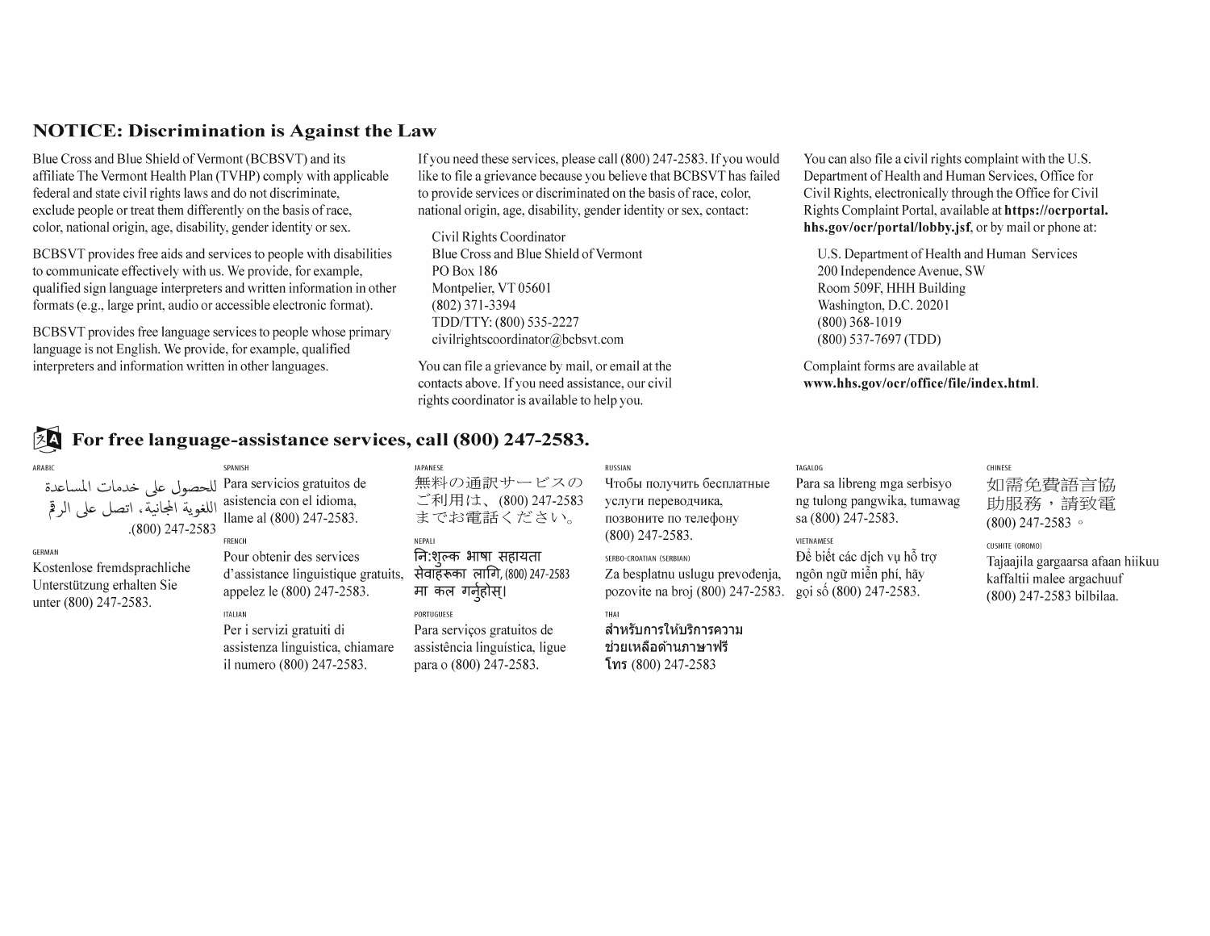## NOTICE: Discrimination is Against the Law

Blue Cross and Blue Shield of Vermont (BCBSVT) and its affiliate The Vermont Health Plan (TVHP) comply with applicable federal and state civil rights laws and do not discriminate, exclude people or treat them differently on the basis of race, color, national origin, age, disability, gender identity or sex.

BCBSVT provides free aids and services to people with disabilities to communicate effectively with us. We provide, for example, qualified sign language interpreters and written information in other formats (e.g., large print, audio or accessible electronic format).

BCBSVT provides free language services to people whose primary language is not English. We provide, for example, qualified interpreters and information written in other languages.

If you need these services, please call (800) 247-2583. If you would like to file a grievance because you believe that BCBSVT has failed to provide services or discriminated on the basis of race, color, national origin, age, disability, gender identity or sex, contact:

Civil Rights Coordinator
Blue Cross and Blue Shield of Vermont
PO Box 186
Montpelier, VT 05601
(802) 371-3394
TDD/TTY: (800) 535-2227
civilrightscoordinator@bcbsvt.com

You can file a grievance by mail, or email at the contacts above. If you need assistance, our civil rights coordinator is available to help you.

You can also file a civil rights complaint with the U.S. Department of Health and Human Services, Office for Civil Rights, electronically through the Office for Civil Rights Complaint Portal, available at **https://ocrportal.hhs.gov/ocr/portal/lobby.jsf**, or by mail or phone at:

U.S. Department of Health and Human Services
200 Independence Avenue, SW
Room 509F, HHH Building
Washington, D.C. 20201
(800) 368-1019
(800) 537-7697 (TDD)

Complaint forms are available at **www.hhs.gov/ocr/office/file/index.html**.

## For free language-assistance services, call (800) 247-2583.

ARABIC
للحصول على خدمات المساعدة اللغوية المجانية، اتصل على الرقم (800) 247-2583.

GERMAN
Kostenlose fremdsprachliche Unterstützung erhalten Sie unter (800) 247-2583.

SPANISH
Para servicios gratuitos de asistencia con el idioma, llame al (800) 247-2583.

FRENCH
Pour obtenir des services d'assistance linguistique gratuits, appelez le (800) 247-2583.

ITALIAN
Per i servizi gratuiti di assistenza linguistica, chiamare il numero (800) 247-2583.

JAPANESE
無料の通訳サービスのご利用は、(800) 247-2583 までお電話ください。

NEPALI
नि:शुल्क भाषा सहायता सेवाहरूका लागि, (800) 247-2583 मा कल गर्नुहोस्।

PORTUGUESE
Para serviços gratuitos de assistência linguística, ligue para o (800) 247-2583.

RUSSIAN
Чтобы получить бесплатные услуги переводчика, позвоните по телефону (800) 247-2583.

SERBO-CROATIAN (SERBIAN)
Za besplatnu uslugu prevođenja, pozovite na broj (800) 247-2583.

THAI
สำหรับการให้บริการความช่วยเหลือด้านภาษาฟรี โทร (800) 247-2583

TAGALOG
Para sa libreng mga serbisyo ng tulong pangwika, tumawag sa (800) 247-2583.

VIETNAMESE
Để biết các dịch vụ hỗ trợ ngôn ngữ miễn phí, hãy gọi số (800) 247-2583.

CHINESE
如需免費語言協助服務，請致電 (800) 247-2583。

CUSHITE (OROMO)
Tajaajila gargaarsa afaan hiikuu kaffaltii malee argachuuf (800) 247-2583 bilbilaa.